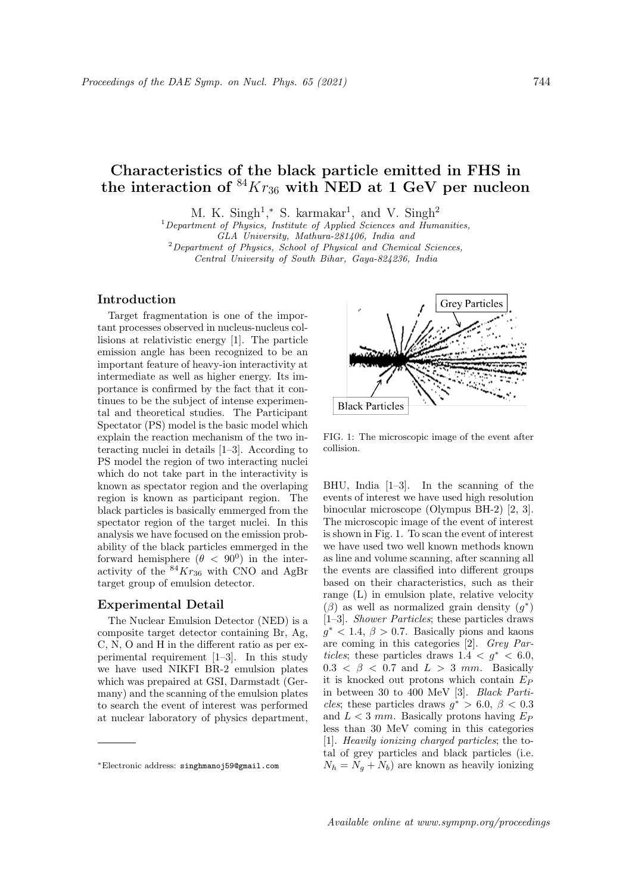# Characteristics of the black particle emitted in FHS in the interaction of $^{84}Kr_{36}$ with NED at 1 GeV per nucleon

M. K. Singh[1],* S. karmakar[1], and V. Singh[2]

[1] *Department of Physics, Institute of Applied Sciences and Humanities, GLA University, Mathura-281406, India and*
[2] *Department of Physics, School of Physical and Chemical Sciences, Central University of South Bihar, Gaya-824236, India*

## Introduction

Target fragmentation is one of the important processes observed in nucleus-nucleus collisions at relativistic energy [1]. The particle emission angle has been recognized to be an important feature of heavy-ion interactivity at intermediate as well as higher energy. Its importance is confirmed by the fact that it continues to be the subject of intense experimental and theoretical studies. The Participant Spectator (PS) model is the basic model which explain the reaction mechanism of the two interacting nuclei in details [1–3]. According to PS model the region of two interacting nuclei which do not take part in the interactivity is known as spectator region and the overlaping region is known as participant region. The black particles is basically emmerged from the spectator region of the target nuclei. In this analysis we have focused on the emission probability of the black particles emmerged in the forward hemisphere ($\theta < 90^0$) in the interactivity of the $^{84}Kr_{36}$ with CNO and AgBr target group of emulsion detector.

## Experimental Detail

The Nuclear Emulsion Detector (NED) is a composite target detector containing Br, Ag, C, N, O and H in the different ratio as per experimental requirement [1–3]. In this study we have used NIKFI BR-2 emulsion plates which was prepaired at GSI, Darmstadt (Germany) and the scanning of the emulsion plates to search the event of interest was performed at nuclear laboratory of physics department, BHU, India [1–3]. In the scanning of the events of interest we have used high resolution binocular microscope (Olympus BH-2) [2, 3]. The microscopic image of the event of interest is shown in Fig. 1. To scan the event of interest we have used two well known methods known as line and volume scanning, after scanning all the events are classified into different groups based on their characteristics, such as their range (L) in emulsion plate, relative velocity ($\beta$) as well as normalized grain density ($g^*$) [1–3]. *Shower Particles*; these particles draws $g^* < 1.4$, $\beta > 0.7$. Basically pions and kaons are coming in this categories [2]. *Grey Particles*; these particles draws $1.4 < g^* < 6.0$, $0.3 < \beta < 0.7$ and $L > 3$ $mm$. Basically it is knocked out protons which contain $E_P$ in between 30 to 400 MeV [3]. *Black Particles*; these particles draws $g^* > 6.0$, $\beta < 0.3$ and $L < 3$ $mm$. Basically protons having $E_P$ less than 30 MeV coming in this categories [1]. *Heavily ionizing charged particles*; the total of grey particles and black particles (i.e. $N_h = N_g + N_b$) are known as heavily ionizing

FIG. 1: The microscopic image of the event after collision.

*Electronic address: singhmanoj59@gmail.com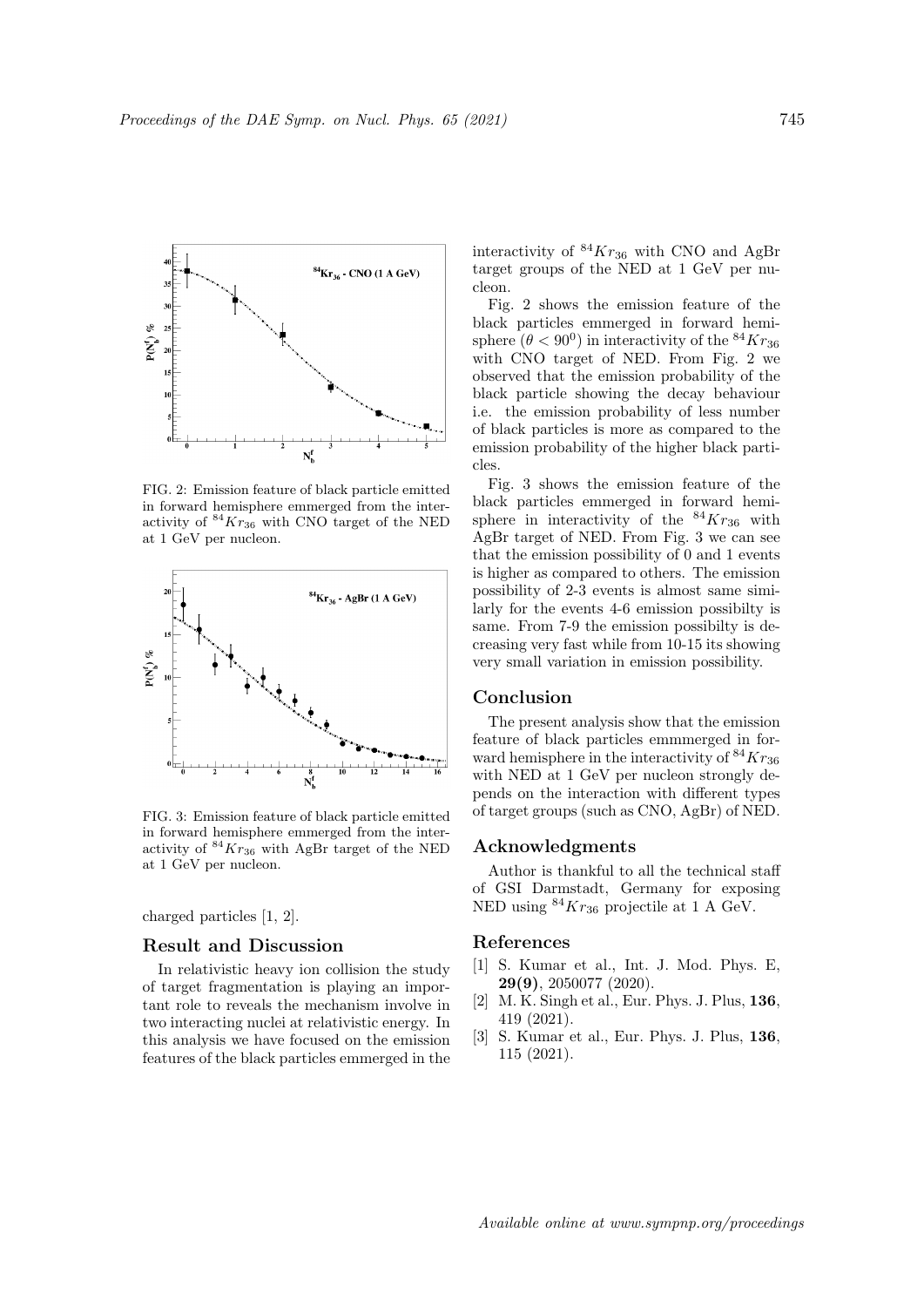$^{84}$Kr$_{36}$ - CNO (1 A GeV)

$P(N_b^f)$ %

$N_b^f$

FIG. 2: Emission feature of black particle emitted in forward hemisphere emmerged from the interactivity of $^{84}Kr_{36}$ with CNO target of the NED at 1 GeV per nucleon.

$^{84}$Kr$_{36}$ - AgBr (1 A GeV)

$P(N_b^f)$ %

$N_b^f$

FIG. 3: Emission feature of black particle emitted in forward hemisphere emmerged from the interactivity of $^{84}Kr_{36}$ with AgBr target of the NED at 1 GeV per nucleon.

charged particles [1, 2].

## Result and Discussion

In relativistic heavy ion collision the study of target fragmentation is playing an important role to reveals the mechanism involve in two interacting nuclei at relativistic energy. In this analysis we have focused on the emission features of the black particles emmerged in the interactivity of $^{84}Kr_{36}$ with CNO and AgBr target groups of the NED at 1 GeV per nucleon.

Fig. 2 shows the emission feature of the black particles emmerged in forward hemisphere ($\theta < 90^0$) in interactivity of the $^{84}Kr_{36}$ with CNO target of NED. From Fig. 2 we observed that the emission probability of the black particle showing the decay behaviour i.e. the emission probability of less number of black particles is more as compared to the emission probability of the higher black particles.

Fig. 3 shows the emission feature of the black particles emmerged in forward hemisphere in interactivity of the $^{84}Kr_{36}$ with AgBr target of NED. From Fig. 3 we can see that the emission possibility of 0 and 1 events is higher as compared to others. The emission possibility of 2-3 events is almost same similarly for the events 4-6 emission possibilty is same. From 7-9 the emission possibilty is decreasing very fast while from 10-15 its showing very small variation in emission possibility.

## Conclusion

The present analysis show that the emission feature of black particles emmmerged in forward hemisphere in the interactivity of $^{84}Kr_{36}$ with NED at 1 GeV per nucleon strongly depends on the interaction with different types of target groups (such as CNO, AgBr) of NED.

## Acknowledgments

Author is thankful to all the technical staff of GSI Darmstadt, Germany for exposing NED using $^{84}Kr_{36}$ projectile at 1 A GeV.

## References

[1] S. Kumar et al., Int. J. Mod. Phys. E, **29(9)**, 2050077 (2020).

[2] M. K. Singh et al., Eur. Phys. J. Plus, **136**, 419 (2021).

[3] S. Kumar et al., Eur. Phys. J. Plus, **136**, 115 (2021).